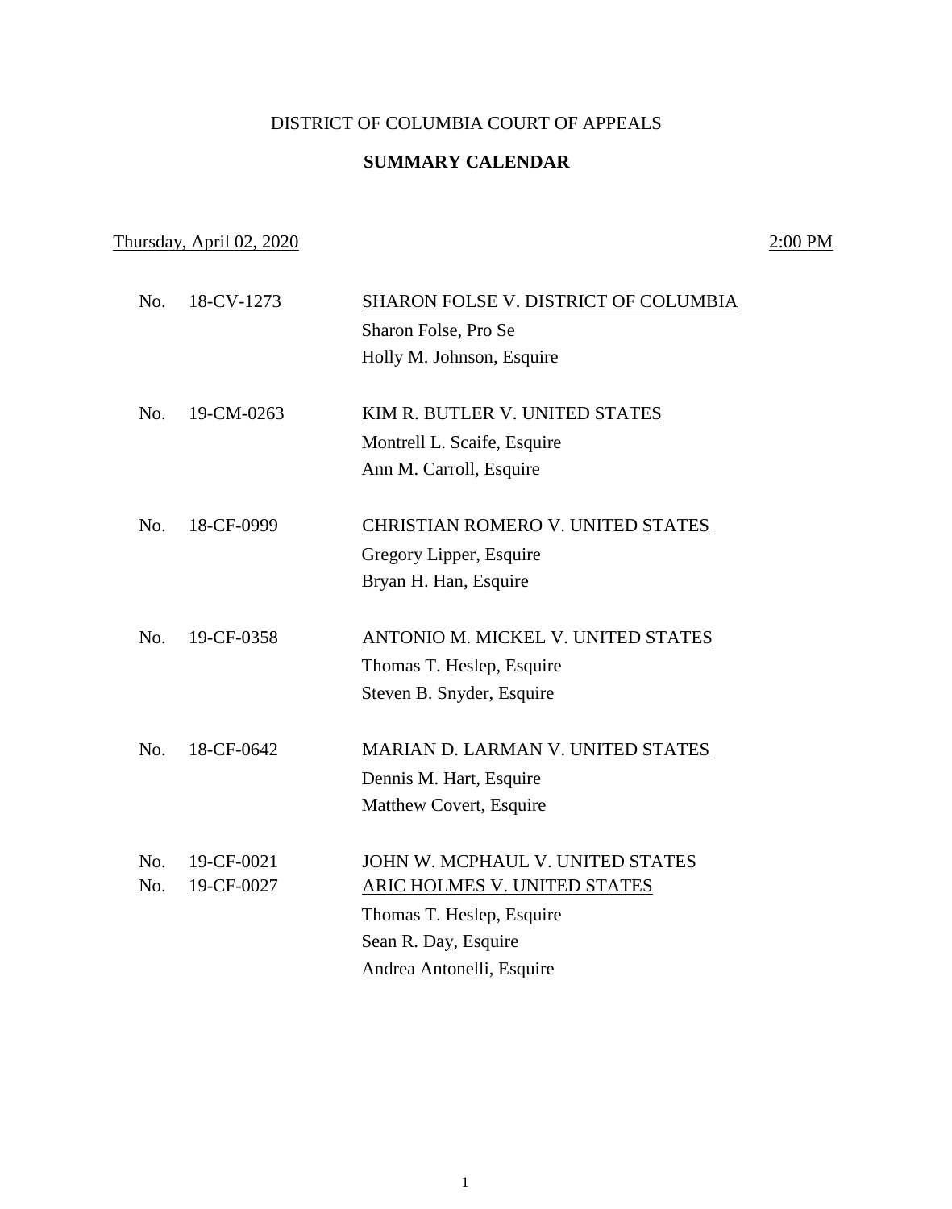DISTRICT OF COLUMBIA COURT OF APPEALS

**SUMMARY CALENDAR**

Thursday, April 02, 2020 2:00 PM

No. 18-CV-1273 SHARON FOLSE V. DISTRICT OF COLUMBIA
Sharon Folse, Pro Se
Holly M. Johnson, Esquire

No. 19-CM-0263 KIM R. BUTLER V. UNITED STATES
Montrell L. Scaife, Esquire
Ann M. Carroll, Esquire

No. 18-CF-0999 CHRISTIAN ROMERO V. UNITED STATES
Gregory Lipper, Esquire
Bryan H. Han, Esquire

No. 19-CF-0358 ANTONIO M. MICKEL V. UNITED STATES
Thomas T. Heslep, Esquire
Steven B. Snyder, Esquire

No. 18-CF-0642 MARIAN D. LARMAN V. UNITED STATES
Dennis M. Hart, Esquire
Matthew Covert, Esquire

No. 19-CF-0021 JOHN W. MCPHAUL V. UNITED STATES
No. 19-CF-0027 ARIC HOLMES V. UNITED STATES
Thomas T. Heslep, Esquire
Sean R. Day, Esquire
Andrea Antonelli, Esquire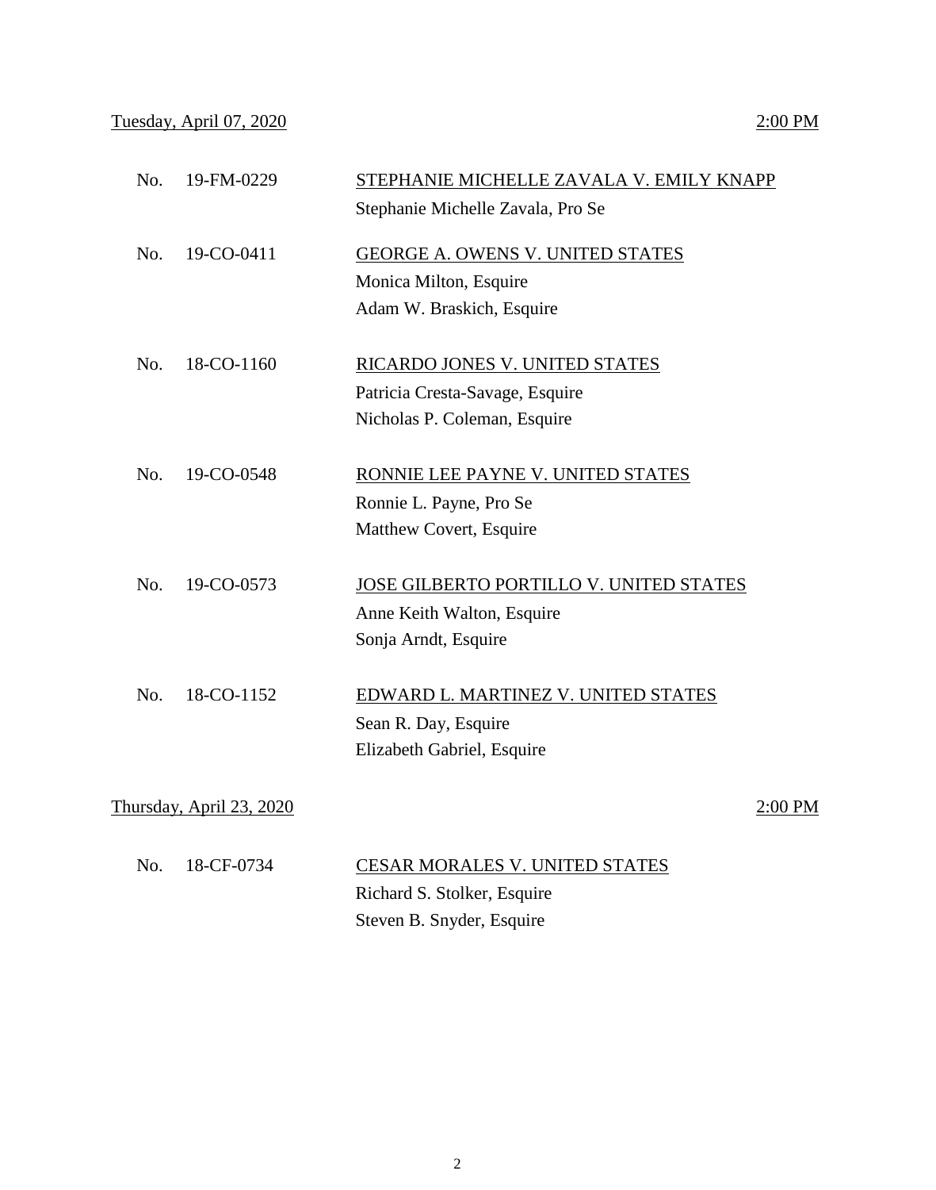<u>Tuesday, April 07, 2020</u> <u>2:00 PM</u>

No. 19-FM-0229 <u>STEPHANIE MICHELLE ZAVALA V. EMILY KNAPP</u>
Stephanie Michelle Zavala, Pro Se

No. 19-CO-0411 <u>GEORGE A. OWENS V. UNITED STATES</u>
Monica Milton, Esquire
Adam W. Braskich, Esquire

No. 18-CO-1160 <u>RICARDO JONES V. UNITED STATES</u>
Patricia Cresta-Savage, Esquire
Nicholas P. Coleman, Esquire

No. 19-CO-0548 <u>RONNIE LEE PAYNE V. UNITED STATES</u>
Ronnie L. Payne, Pro Se
Matthew Covert, Esquire

No. 19-CO-0573 <u>JOSE GILBERTO PORTILLO V. UNITED STATES</u>
Anne Keith Walton, Esquire
Sonja Arndt, Esquire

No. 18-CO-1152 <u>EDWARD L. MARTINEZ V. UNITED STATES</u>
Sean R. Day, Esquire
Elizabeth Gabriel, Esquire

<u>Thursday, April 23, 2020</u> <u>2:00 PM</u>

No. 18-CF-0734 <u>CESAR MORALES V. UNITED STATES</u>
Richard S. Stolker, Esquire
Steven B. Snyder, Esquire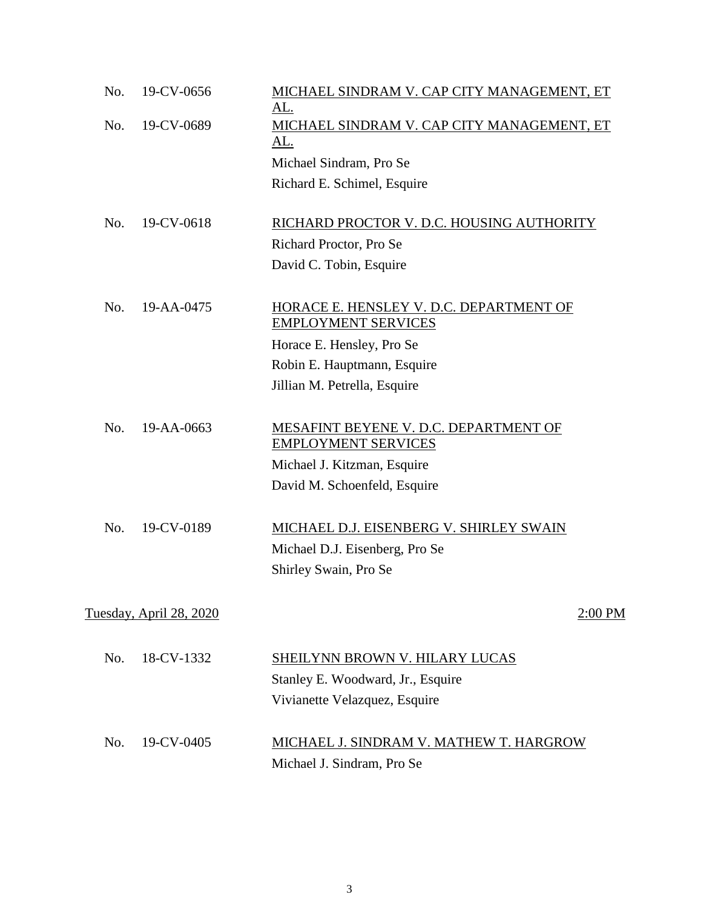No. 19-CV-0656 <u>MICHAEL SINDRAM V. CAP CITY MANAGEMENT, ET AL.</u>

No. 19-CV-0689 <u>MICHAEL SINDRAM V. CAP CITY MANAGEMENT, ET AL.</u>

Michael Sindram, Pro Se
Richard E. Schimel, Esquire

No. 19-CV-0618 <u>RICHARD PROCTOR V. D.C. HOUSING AUTHORITY</u>

Richard Proctor, Pro Se
David C. Tobin, Esquire

No. 19-AA-0475 <u>HORACE E. HENSLEY V. D.C. DEPARTMENT OF EMPLOYMENT SERVICES</u>

Horace E. Hensley, Pro Se
Robin E. Hauptmann, Esquire
Jillian M. Petrella, Esquire

No. 19-AA-0663 <u>MESAFINT BEYENE V. D.C. DEPARTMENT OF EMPLOYMENT SERVICES</u>

Michael J. Kitzman, Esquire
David M. Schoenfeld, Esquire

No. 19-CV-0189 <u>MICHAEL D.J. EISENBERG V. SHIRLEY SWAIN</u>

Michael D.J. Eisenberg, Pro Se
Shirley Swain, Pro Se

<u>Tuesday, April 28, 2020</u> <u>2:00 PM</u>

No. 18-CV-1332 <u>SHEILYNN BROWN V. HILARY LUCAS</u>

Stanley E. Woodward, Jr., Esquire
Vivianette Velazquez, Esquire

No. 19-CV-0405 <u>MICHAEL J. SINDRAM V. MATHEW T. HARGROW</u>

Michael J. Sindram, Pro Se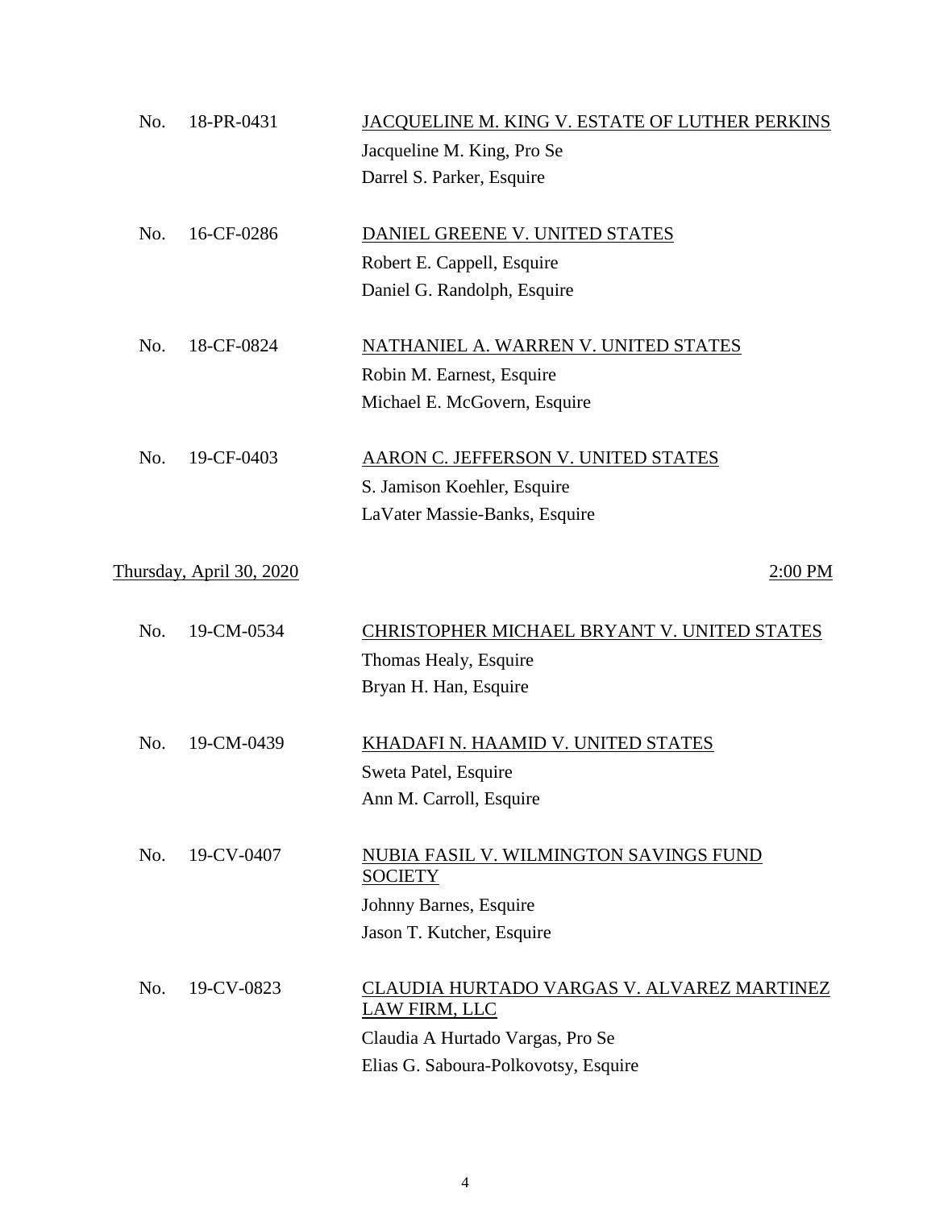No. 18-PR-0431 <u>JACQUELINE M. KING V. ESTATE OF LUTHER PERKINS</u>
Jacqueline M. King, Pro Se
Darrel S. Parker, Esquire

No. 16-CF-0286 <u>DANIEL GREENE V. UNITED STATES</u>
Robert E. Cappell, Esquire
Daniel G. Randolph, Esquire

No. 18-CF-0824 <u>NATHANIEL A. WARREN V. UNITED STATES</u>
Robin M. Earnest, Esquire
Michael E. McGovern, Esquire

No. 19-CF-0403 <u>AARON C. JEFFERSON V. UNITED STATES</u>
S. Jamison Koehler, Esquire
LaVater Massie-Banks, Esquire

<u>Thursday, April 30, 2020</u> <u>2:00 PM</u>

No. 19-CM-0534 <u>CHRISTOPHER MICHAEL BRYANT V. UNITED STATES</u>
Thomas Healy, Esquire
Bryan H. Han, Esquire

No. 19-CM-0439 <u>KHADAFI N. HAAMID V. UNITED STATES</u>
Sweta Patel, Esquire
Ann M. Carroll, Esquire

No. 19-CV-0407 <u>NUBIA FASIL V. WILMINGTON SAVINGS FUND SOCIETY</u>
Johnny Barnes, Esquire
Jason T. Kutcher, Esquire

No. 19-CV-0823 <u>CLAUDIA HURTADO VARGAS V. ALVAREZ MARTINEZ LAW FIRM, LLC</u>
Claudia A Hurtado Vargas, Pro Se
Elias G. Saboura-Polkovotsy, Esquire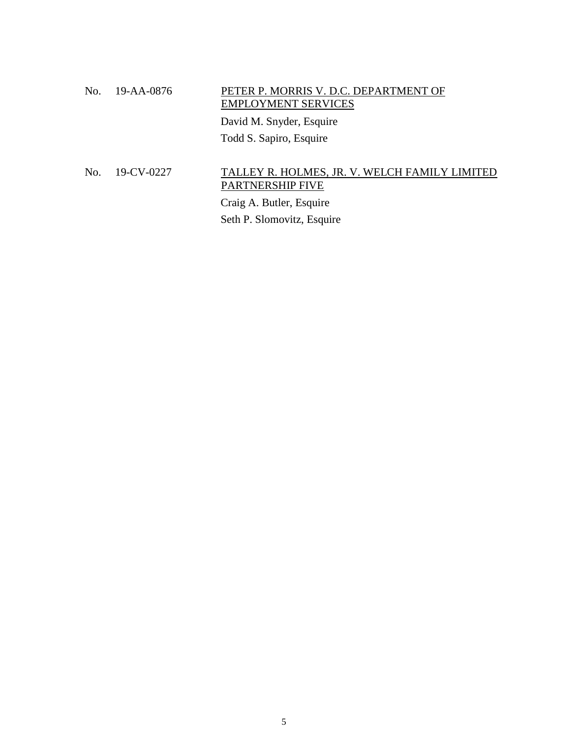No. 19-AA-0876 PETER P. MORRIS V. D.C. DEPARTMENT OF EMPLOYMENT SERVICES

David M. Snyder, Esquire

Todd S. Sapiro, Esquire

No. 19-CV-0227 TALLEY R. HOLMES, JR. V. WELCH FAMILY LIMITED PARTNERSHIP FIVE

Craig A. Butler, Esquire

Seth P. Slomovitz, Esquire